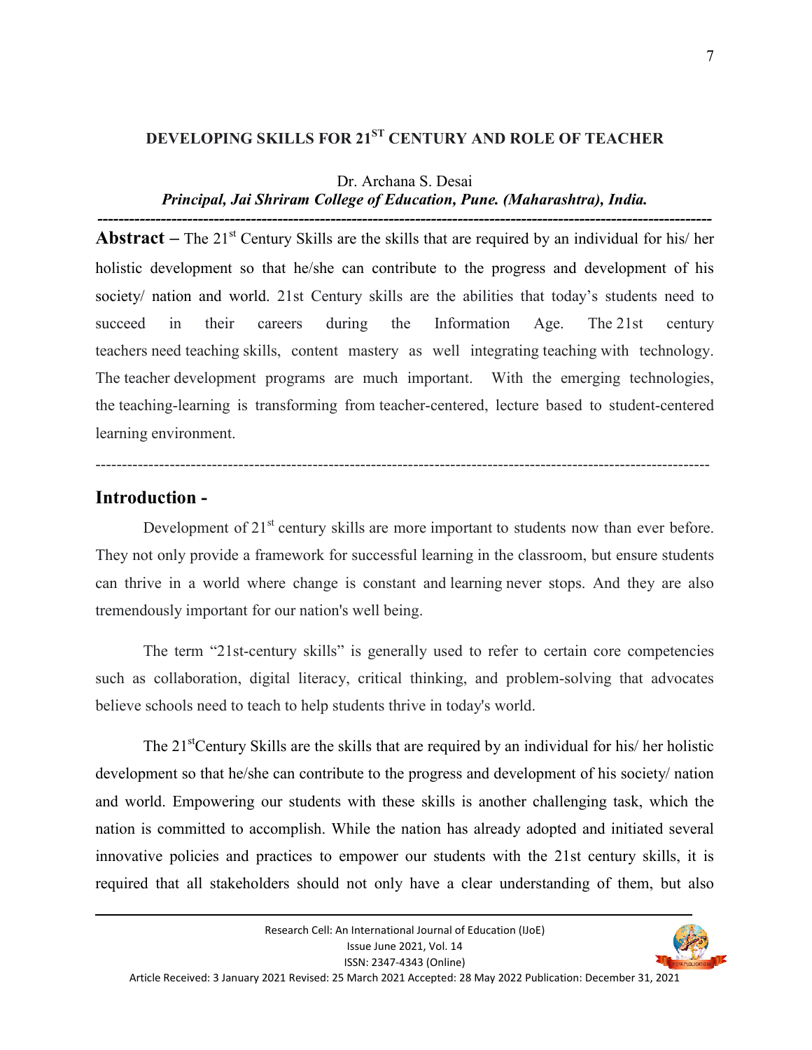# DEVELOPING SKILLS FOR 21ST CENTURY AND ROLE OF TEACHER

Dr. Archana S. Desai

***Principal, Jai Shriram College of Education, Pune. (Maharashtra), India.***

---

**Abstract –** The 21st Century Skills are the skills that are required by an individual for his/ her holistic development so that he/she can contribute to the progress and development of his society/ nation and world. 21st Century skills are the abilities that today's students need to succeed in their careers during the Information Age. The 21st century teachers need teaching skills, content mastery as well integrating teaching with technology. The teacher development programs are much important. With the emerging technologies, the teaching-learning is transforming from teacher-centered, lecture based to student-centered learning environment.

---

## Introduction -

Development of 21st century skills are more important to students now than ever before. They not only provide a framework for successful learning in the classroom, but ensure students can thrive in a world where change is constant and learning never stops. And they are also tremendously important for our nation's well being.

The term "21st-century skills" is generally used to refer to certain core competencies such as collaboration, digital literacy, critical thinking, and problem-solving that advocates believe schools need to teach to help students thrive in today's world.

The 21stCentury Skills are the skills that are required by an individual for his/ her holistic development so that he/she can contribute to the progress and development of his society/ nation and world. Empowering our students with these skills is another challenging task, which the nation is committed to accomplish. While the nation has already adopted and initiated several innovative policies and practices to empower our students with the 21st century skills, it is required that all stakeholders should not only have a clear understanding of them, but also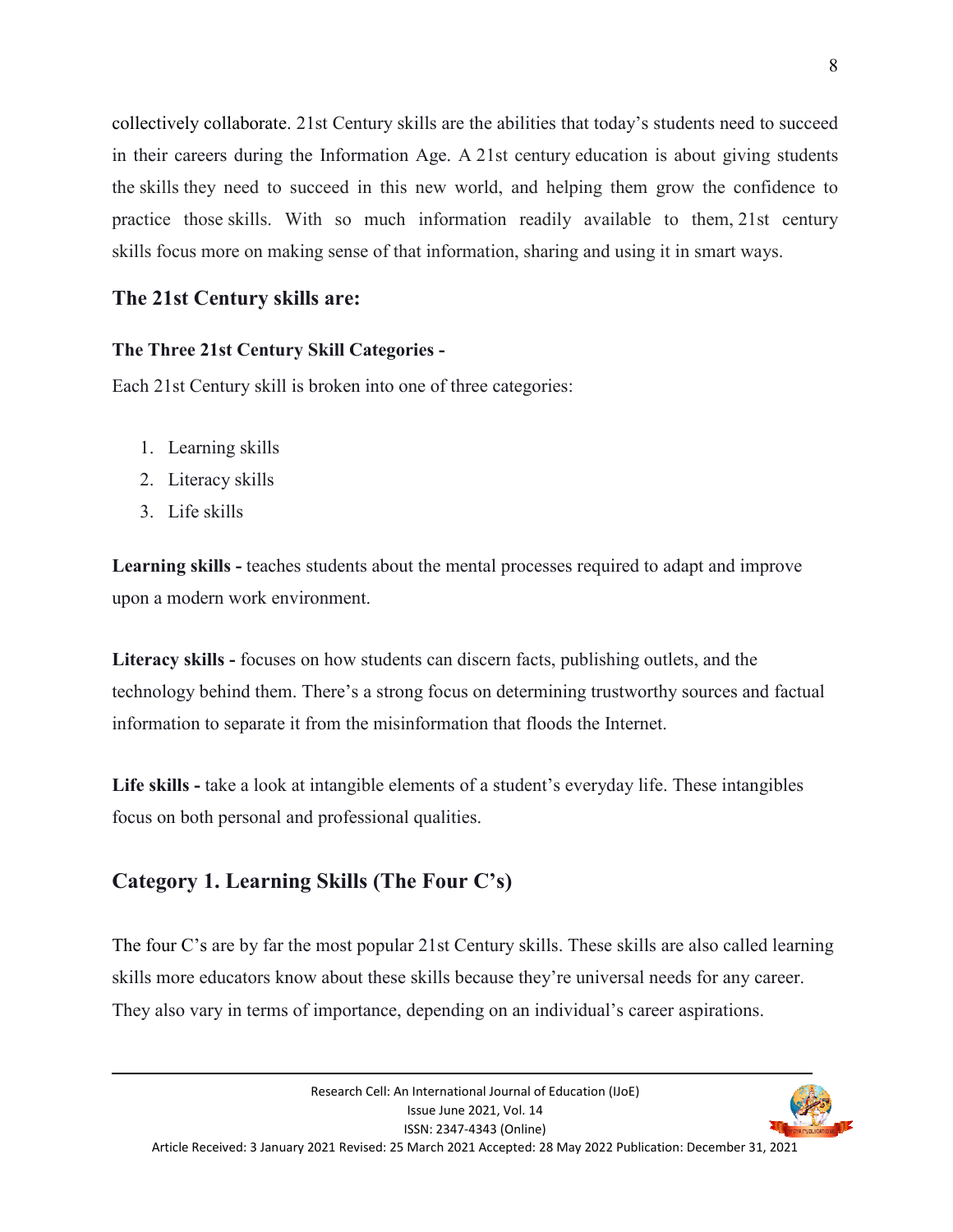collectively collaborate. 21st Century skills are the abilities that today's students need to succeed in their careers during the Information Age. A 21st century education is about giving students the skills they need to succeed in this new world, and helping them grow the confidence to practice those skills. With so much information readily available to them, 21st century skills focus more on making sense of that information, sharing and using it in smart ways.

## The 21st Century skills are:

### The Three 21st Century Skill Categories -

Each 21st Century skill is broken into one of three categories:

1. Learning skills
2. Literacy skills
3. Life skills

**Learning skills -** teaches students about the mental processes required to adapt and improve upon a modern work environment.

**Literacy skills -** focuses on how students can discern facts, publishing outlets, and the technology behind them. There's a strong focus on determining trustworthy sources and factual information to separate it from the misinformation that floods the Internet.

**Life skills -** take a look at intangible elements of a student's everyday life. These intangibles focus on both personal and professional qualities.

## Category 1. Learning Skills (The Four C's)

The four C's are by far the most popular 21st Century skills. These skills are also called learning skills more educators know about these skills because they're universal needs for any career. They also vary in terms of importance, depending on an individual's career aspirations.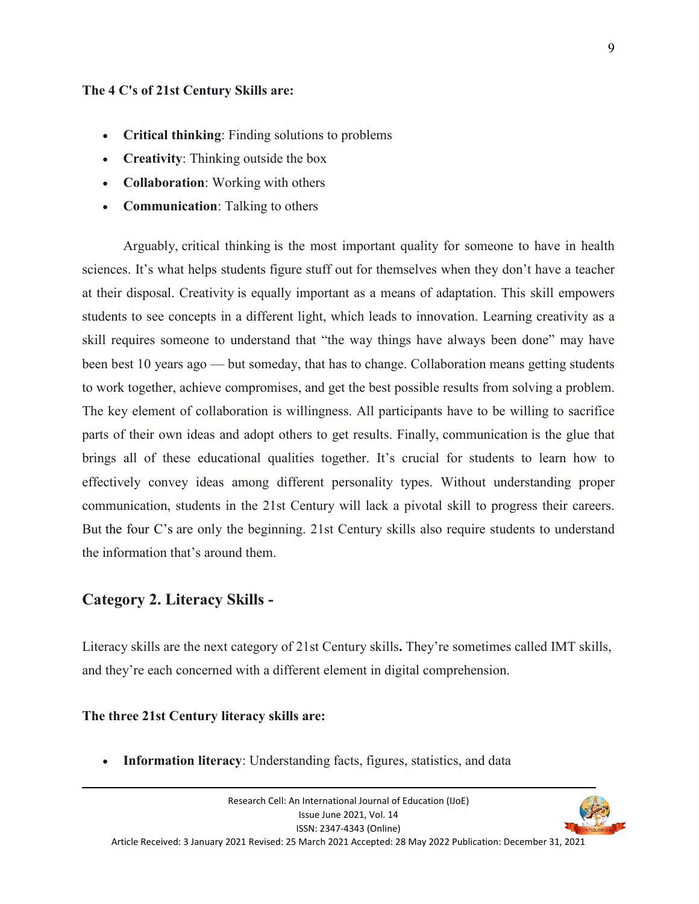**The 4 C's of 21st Century Skills are:**

- **Critical thinking**: Finding solutions to problems
- **Creativity**: Thinking outside the box
- **Collaboration**: Working with others
- **Communication**: Talking to others

Arguably, critical thinking is the most important quality for someone to have in health sciences. It's what helps students figure stuff out for themselves when they don't have a teacher at their disposal. Creativity is equally important as a means of adaptation. This skill empowers students to see concepts in a different light, which leads to innovation. Learning creativity as a skill requires someone to understand that "the way things have always been done" may have been best 10 years ago — but someday, that has to change. Collaboration means getting students to work together, achieve compromises, and get the best possible results from solving a problem. The key element of collaboration is willingness. All participants have to be willing to sacrifice parts of their own ideas and adopt others to get results. Finally, communication is the glue that brings all of these educational qualities together. It's crucial for students to learn how to effectively convey ideas among different personality types. Without understanding proper communication, students in the 21st Century will lack a pivotal skill to progress their careers. But the four C's are only the beginning. 21st Century skills also require students to understand the information that's around them.

## Category 2. Literacy Skills -

Literacy skills are the next category of 21st Century skills**.** They're sometimes called IMT skills, and they're each concerned with a different element in digital comprehension.

**The three 21st Century literacy skills are:**

- **Information literacy**: Understanding facts, figures, statistics, and data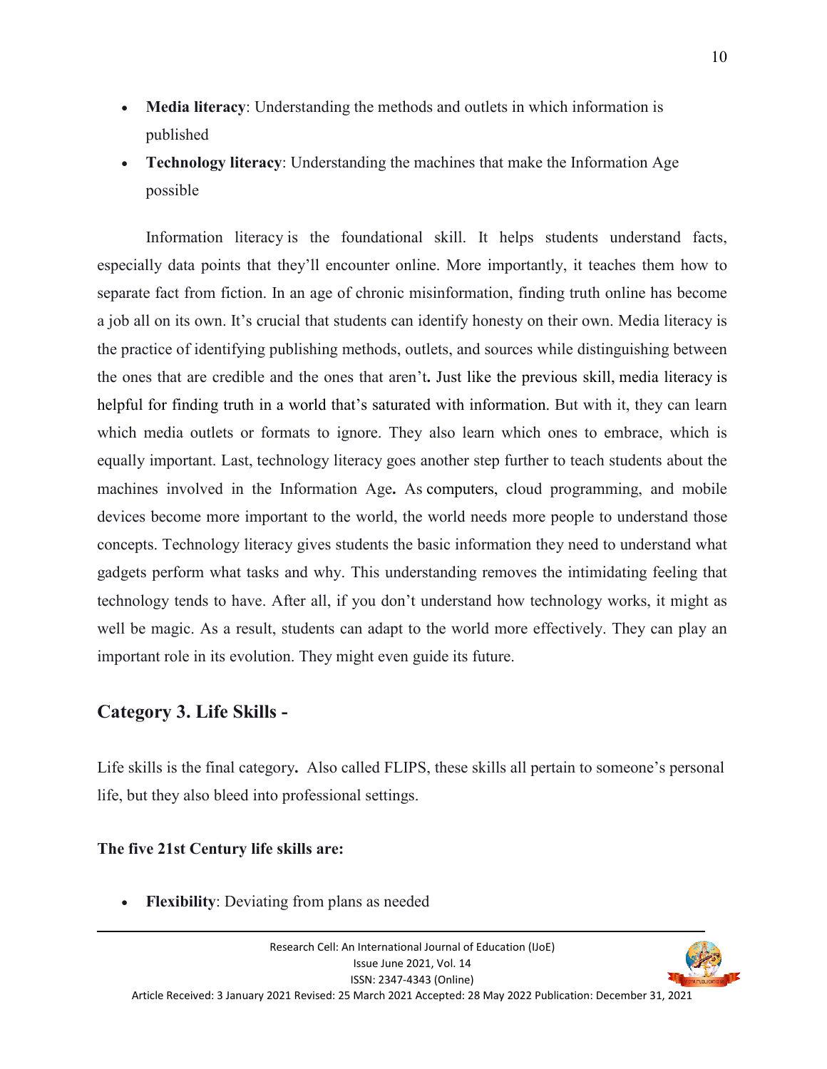- **Media literacy**: Understanding the methods and outlets in which information is published
- **Technology literacy**: Understanding the machines that make the Information Age possible

Information literacy is the foundational skill. It helps students understand facts, especially data points that they'll encounter online. More importantly, it teaches them how to separate fact from fiction. In an age of chronic misinformation, finding truth online has become a job all on its own. It's crucial that students can identify honesty on their own. Media literacy is the practice of identifying publishing methods, outlets, and sources while distinguishing between the ones that are credible and the ones that aren't**.** Just like the previous skill, media literacy is helpful for finding truth in a world that's saturated with information. But with it, they can learn which media outlets or formats to ignore. They also learn which ones to embrace, which is equally important. Last, technology literacy goes another step further to teach students about the machines involved in the Information Age**.** As computers, cloud programming, and mobile devices become more important to the world, the world needs more people to understand those concepts. Technology literacy gives students the basic information they need to understand what gadgets perform what tasks and why. This understanding removes the intimidating feeling that technology tends to have. After all, if you don't understand how technology works, it might as well be magic. As a result, students can adapt to the world more effectively. They can play an important role in its evolution. They might even guide its future.

## Category 3. Life Skills -

Life skills is the final category**.** Also called FLIPS, these skills all pertain to someone's personal life, but they also bleed into professional settings.

**The five 21st Century life skills are:**

- **Flexibility**: Deviating from plans as needed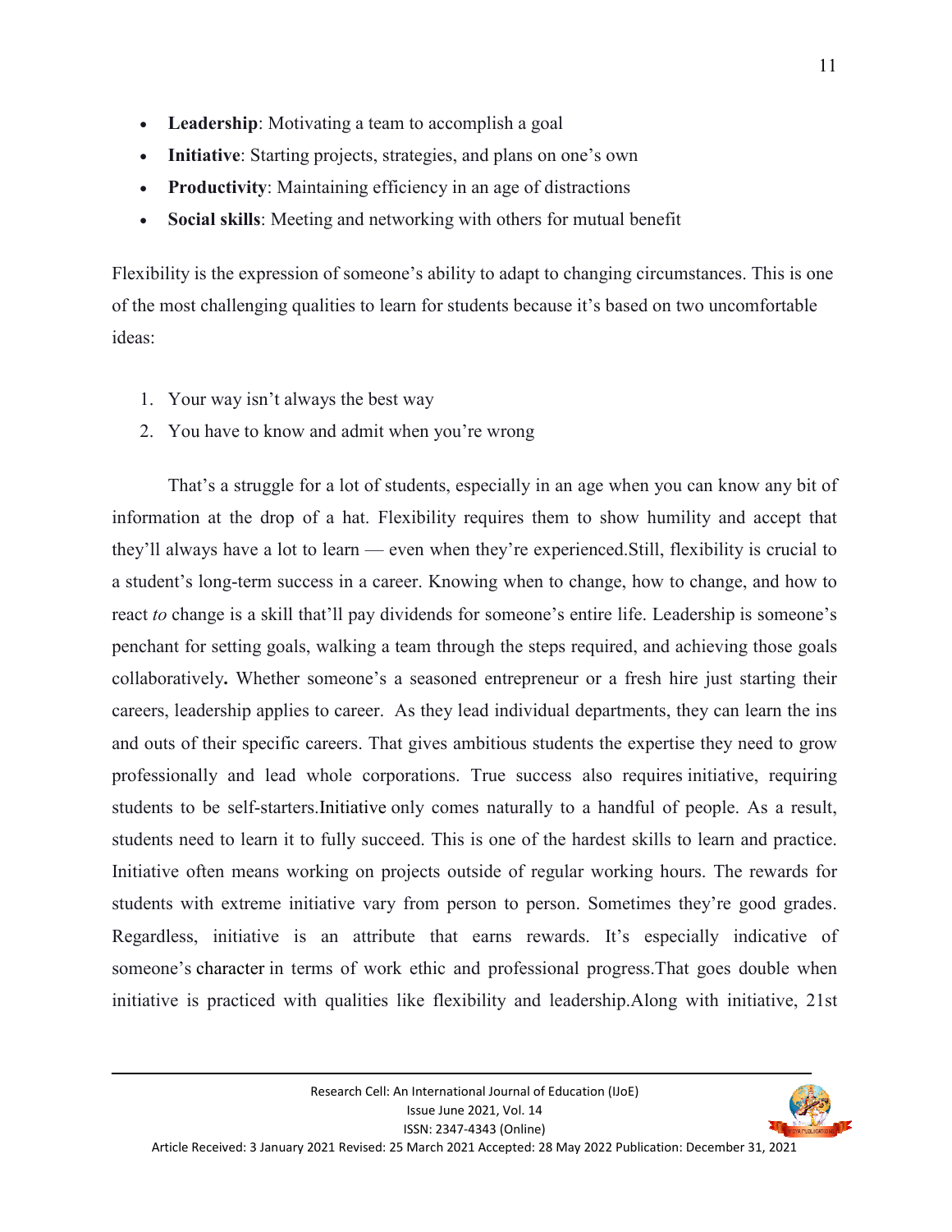- **Leadership**: Motivating a team to accomplish a goal
- **Initiative**: Starting projects, strategies, and plans on one's own
- **Productivity**: Maintaining efficiency in an age of distractions
- **Social skills**: Meeting and networking with others for mutual benefit

Flexibility is the expression of someone's ability to adapt to changing circumstances. This is one of the most challenging qualities to learn for students because it's based on two uncomfortable ideas:

1. Your way isn't always the best way
2. You have to know and admit when you're wrong

That's a struggle for a lot of students, especially in an age when you can know any bit of information at the drop of a hat. Flexibility requires them to show humility and accept that they'll always have a lot to learn — even when they're experienced.Still, flexibility is crucial to a student's long-term success in a career. Knowing when to change, how to change, and how to react *to* change is a skill that'll pay dividends for someone's entire life. Leadership is someone's penchant for setting goals, walking a team through the steps required, and achieving those goals collaboratively**.** Whether someone's a seasoned entrepreneur or a fresh hire just starting their careers, leadership applies to career. As they lead individual departments, they can learn the ins and outs of their specific careers. That gives ambitious students the expertise they need to grow professionally and lead whole corporations. True success also requires initiative, requiring students to be self-starters.Initiative only comes naturally to a handful of people. As a result, students need to learn it to fully succeed. This is one of the hardest skills to learn and practice. Initiative often means working on projects outside of regular working hours. The rewards for students with extreme initiative vary from person to person. Sometimes they're good grades. Regardless, initiative is an attribute that earns rewards. It's especially indicative of someone's character in terms of work ethic and professional progress.That goes double when initiative is practiced with qualities like flexibility and leadership.Along with initiative, 21st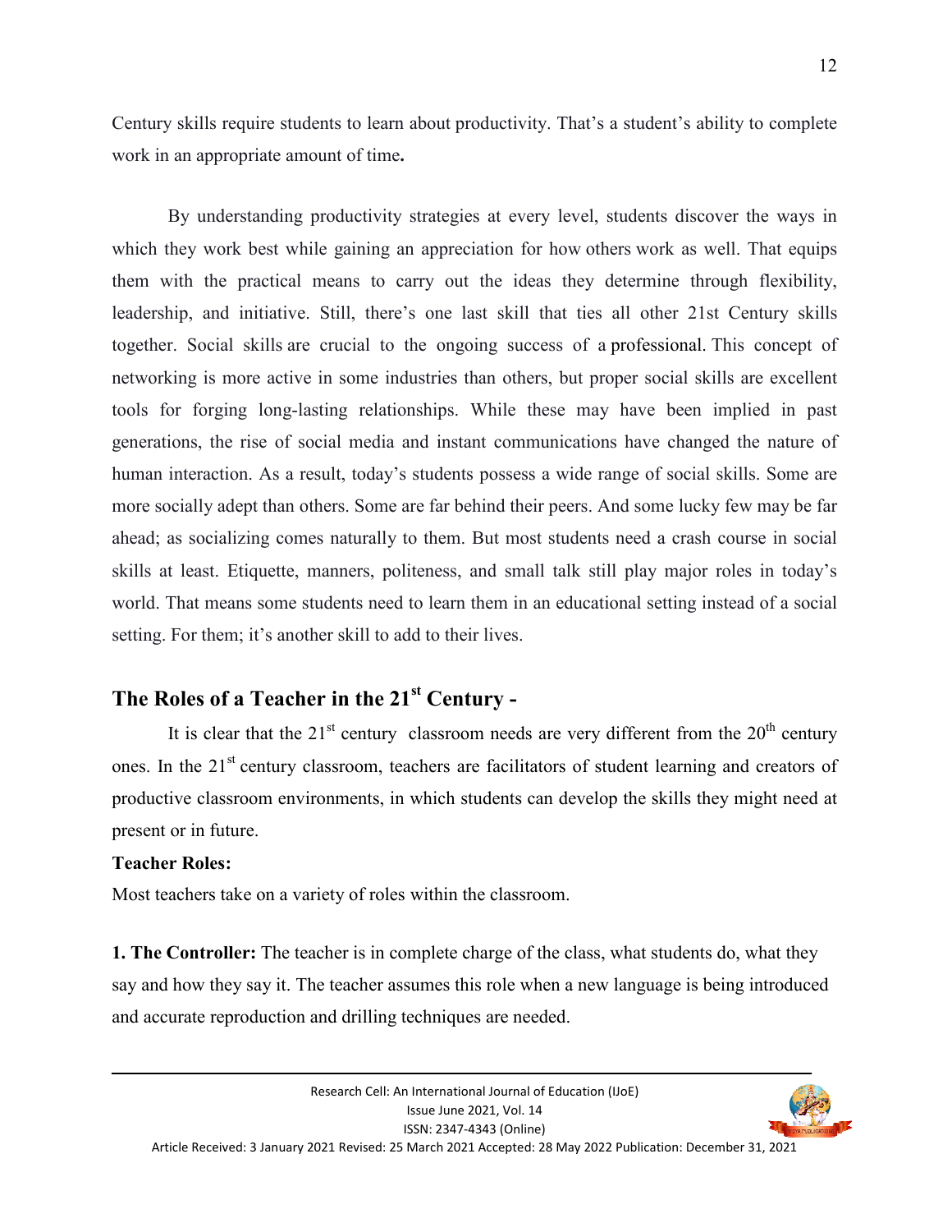Century skills require students to learn about productivity. That's a student's ability to complete work in an appropriate amount of time**.**

By understanding productivity strategies at every level, students discover the ways in which they work best while gaining an appreciation for how others work as well. That equips them with the practical means to carry out the ideas they determine through flexibility, leadership, and initiative. Still, there's one last skill that ties all other 21st Century skills together. Social skills are crucial to the ongoing success of a professional. This concept of networking is more active in some industries than others, but proper social skills are excellent tools for forging long-lasting relationships. While these may have been implied in past generations, the rise of social media and instant communications have changed the nature of human interaction. As a result, today's students possess a wide range of social skills. Some are more socially adept than others. Some are far behind their peers. And some lucky few may be far ahead; as socializing comes naturally to them. But most students need a crash course in social skills at least. Etiquette, manners, politeness, and small talk still play major roles in today's world. That means some students need to learn them in an educational setting instead of a social setting. For them; it's another skill to add to their lives.

## The Roles of a Teacher in the 21st Century -

It is clear that the 21st century classroom needs are very different from the 20th century ones. In the 21st century classroom, teachers are facilitators of student learning and creators of productive classroom environments, in which students can develop the skills they might need at present or in future.

**Teacher Roles:**

Most teachers take on a variety of roles within the classroom.

**1. The Controller:** The teacher is in complete charge of the class, what students do, what they say and how they say it. The teacher assumes this role when a new language is being introduced and accurate reproduction and drilling techniques are needed.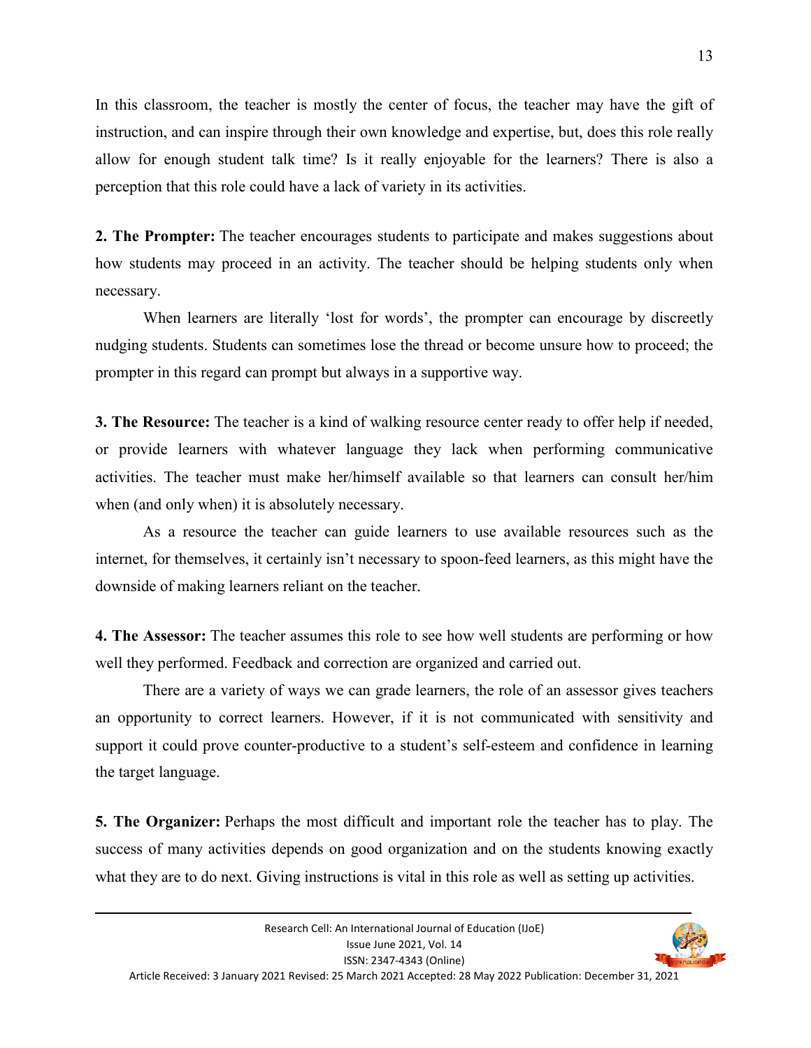In this classroom, the teacher is mostly the center of focus, the teacher may have the gift of instruction, and can inspire through their own knowledge and expertise, but, does this role really allow for enough student talk time? Is it really enjoyable for the learners? There is also a perception that this role could have a lack of variety in its activities.

**2. The Prompter:** The teacher encourages students to participate and makes suggestions about how students may proceed in an activity. The teacher should be helping students only when necessary.

When learners are literally 'lost for words', the prompter can encourage by discreetly nudging students. Students can sometimes lose the thread or become unsure how to proceed; the prompter in this regard can prompt but always in a supportive way.

**3. The Resource:** The teacher is a kind of walking resource center ready to offer help if needed, or provide learners with whatever language they lack when performing communicative activities. The teacher must make her/himself available so that learners can consult her/him when (and only when) it is absolutely necessary.

As a resource the teacher can guide learners to use available resources such as the internet, for themselves, it certainly isn't necessary to spoon-feed learners, as this might have the downside of making learners reliant on the teacher.

**4. The Assessor:** The teacher assumes this role to see how well students are performing or how well they performed. Feedback and correction are organized and carried out.

There are a variety of ways we can grade learners, the role of an assessor gives teachers an opportunity to correct learners. However, if it is not communicated with sensitivity and support it could prove counter-productive to a student's self-esteem and confidence in learning the target language.

**5. The Organizer:** Perhaps the most difficult and important role the teacher has to play. The success of many activities depends on good organization and on the students knowing exactly what they are to do next. Giving instructions is vital in this role as well as setting up activities.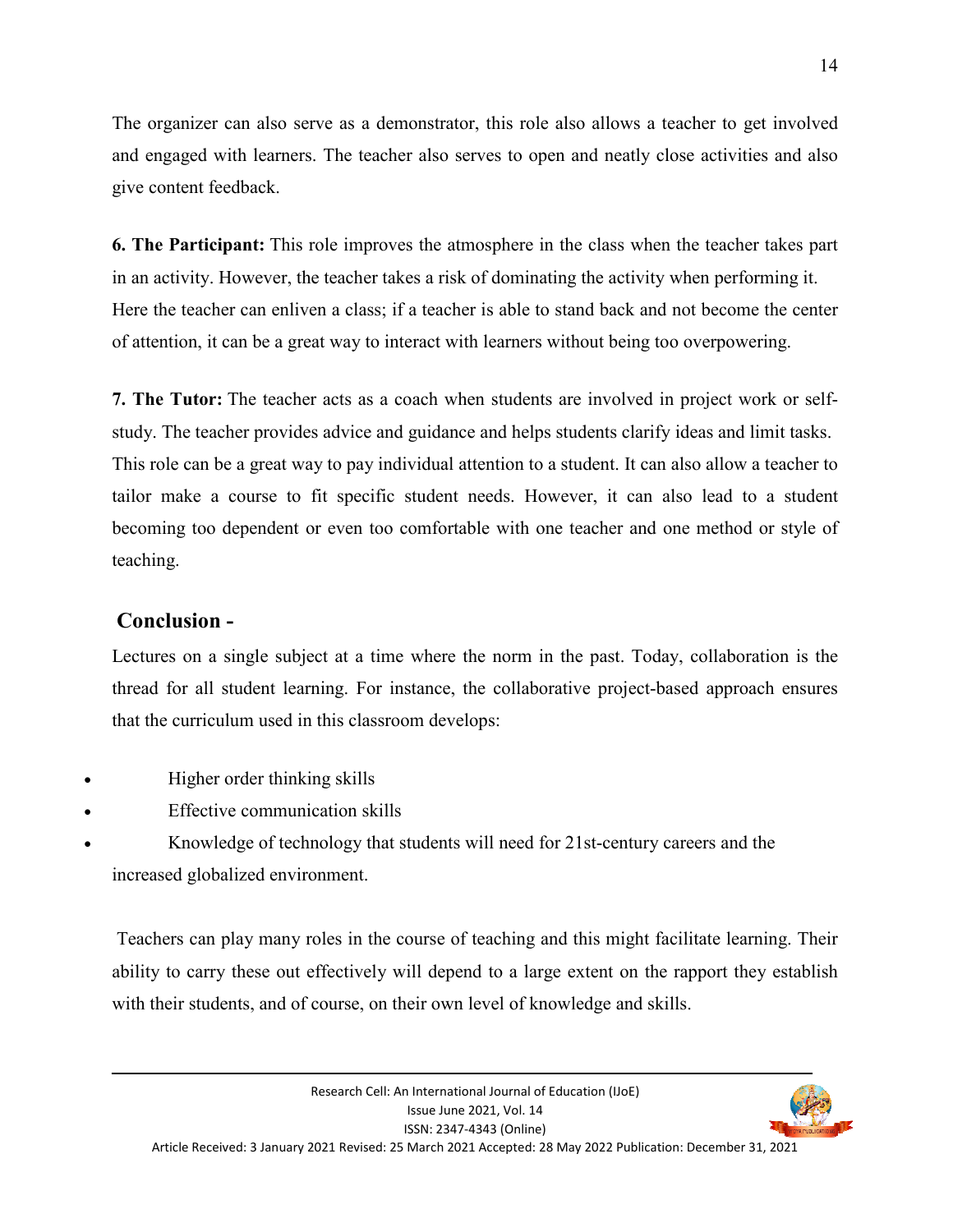The organizer can also serve as a demonstrator, this role also allows a teacher to get involved and engaged with learners. The teacher also serves to open and neatly close activities and also give content feedback.

**6. The Participant:** This role improves the atmosphere in the class when the teacher takes part in an activity. However, the teacher takes a risk of dominating the activity when performing it. Here the teacher can enliven a class; if a teacher is able to stand back and not become the center of attention, it can be a great way to interact with learners without being too overpowering.

**7. The Tutor:** The teacher acts as a coach when students are involved in project work or self-study. The teacher provides advice and guidance and helps students clarify ideas and limit tasks. This role can be a great way to pay individual attention to a student. It can also allow a teacher to tailor make a course to fit specific student needs. However, it can also lead to a student becoming too dependent or even too comfortable with one teacher and one method or style of teaching.

## Conclusion -

Lectures on a single subject at a time where the norm in the past. Today, collaboration is the thread for all student learning. For instance, the collaborative project-based approach ensures that the curriculum used in this classroom develops:

- Higher order thinking skills
- Effective communication skills
- Knowledge of technology that students will need for 21st-century careers and the increased globalized environment.

Teachers can play many roles in the course of teaching and this might facilitate learning. Their ability to carry these out effectively will depend to a large extent on the rapport they establish with their students, and of course, on their own level of knowledge and skills.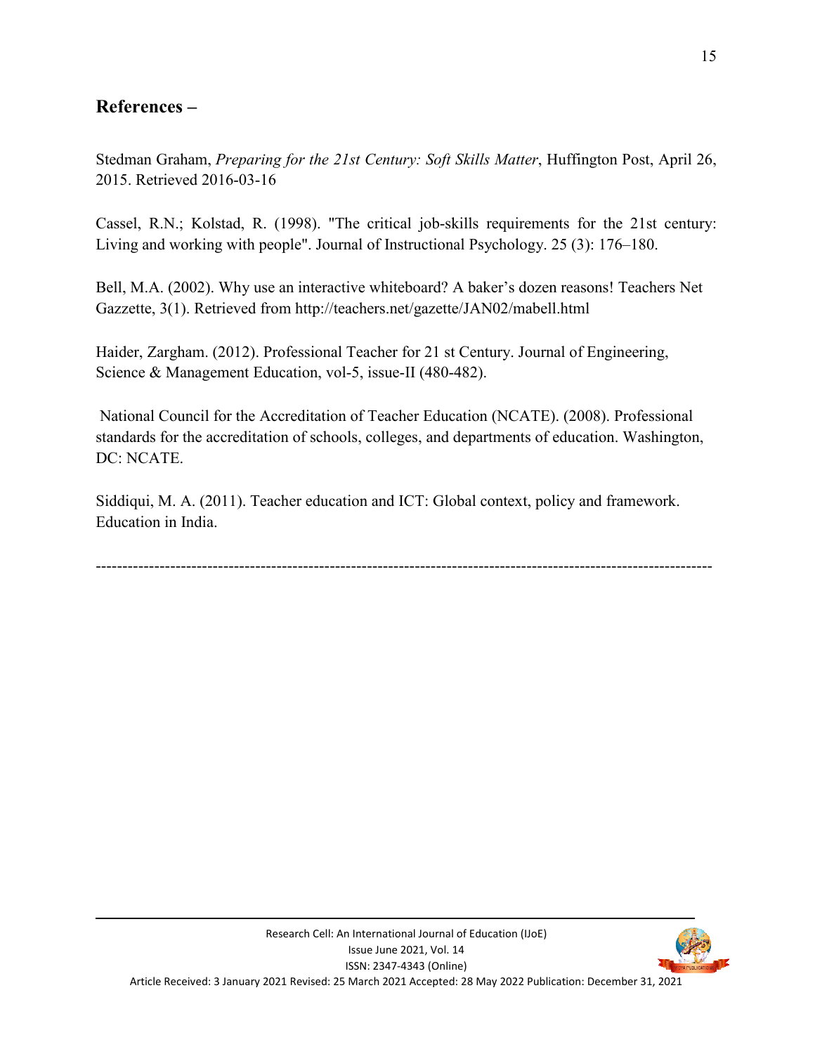## References –

Stedman Graham, *Preparing for the 21st Century: Soft Skills Matter*, Huffington Post, April 26, 2015. Retrieved 2016-03-16

Cassel, R.N.; Kolstad, R. (1998). "The critical job-skills requirements for the 21st century: Living and working with people". Journal of Instructional Psychology. 25 (3): 176–180.

Bell, M.A. (2002). Why use an interactive whiteboard? A baker's dozen reasons! Teachers Net Gazzette, 3(1). Retrieved from http://teachers.net/gazette/JAN02/mabell.html

Haider, Zargham. (2012). Professional Teacher for 21 st Century. Journal of Engineering, Science & Management Education, vol-5, issue-II (480-482).

National Council for the Accreditation of Teacher Education (NCATE). (2008). Professional standards for the accreditation of schools, colleges, and departments of education. Washington, DC: NCATE.

Siddiqui, M. A. (2011). Teacher education and ICT: Global context, policy and framework. Education in India.

---